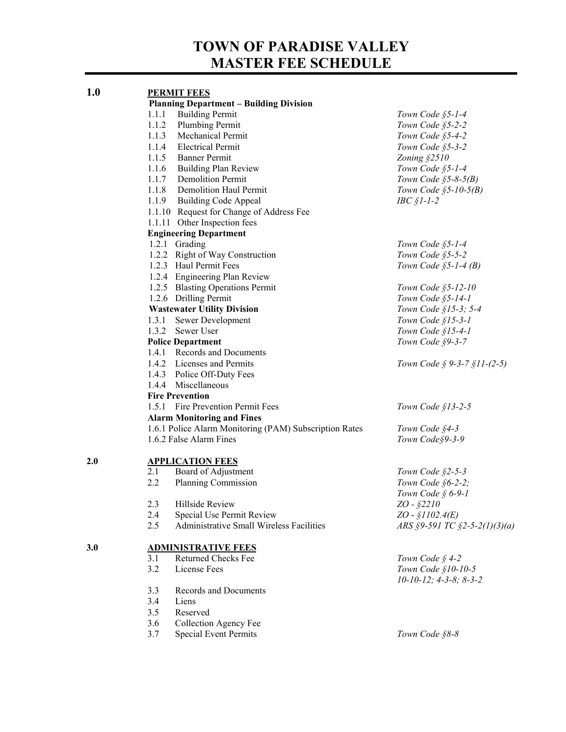# TOWN OF PARADISE VALLEY
# MASTER FEE SCHEDULE

| | | |
|---|---|---|
| **1.0** | **PERMIT FEES** | |
| | **Planning Department – Building Division** | |
| | 1.1.1 Building Permit | *Town Code §5-1-4* |
| | 1.1.2 Plumbing Permit | *Town Code §5-2-2* |
| | 1.1.3 Mechanical Permit | *Town Code §5-4-2* |
| | 1.1.4 Electrical Permit | *Town Code §5-3-2* |
| | 1.1.5 Banner Permit | *Zoning §2510* |
| | 1.1.6 Building Plan Review | *Town Code §5-1-4* |
| | 1.1.7 Demolition Permit | *Town Code §5-8-5(B)* |
| | 1.1.8 Demolition Haul Permit | *Town Code §5-10-5(B)* |
| | 1.1.9 Building Code Appeal | *IBC §1-1-2* |
| | 1.1.10 Request for Change of Address Fee | |
| | 1.1.11 Other Inspection fees | |
| | **Engineering Department** | |
| | 1.2.1 Grading | *Town Code §5-1-4* |
| | 1.2.2 Right of Way Construction | *Town Code §5-5-2* |
| | 1.2.3 Haul Permit Fees | *Town Code §5-1-4 (B)* |
| | 1.2.4 Engineering Plan Review | |
| | 1.2.5 Blasting Operations Permit | *Town Code §5-12-10* |
| | 1.2.6 Drilling Permit | *Town Code §5-14-1* |
| | **Wastewater Utility Division** | *Town Code §15-3; 5-4* |
| | 1.3.1 Sewer Development | *Town Code §15-3-1* |
| | 1.3.2 Sewer User | *Town Code §15-4-1* |
| | **Police Department** | *Town Code §9-3-7* |
| | 1.4.1 Records and Documents | |
| | 1.4.2 Licenses and Permits | *Town Code § 9-3-7 §11-(2-5)* |
| | 1.4.3 Police Off-Duty Fees | |
| | 1.4.4 Miscellaneous | |
| | **Fire Prevention** | |
| | 1.5.1 Fire Prevention Permit Fees | *Town Code §13-2-5* |
| | **Alarm Monitoring and Fines** | |
| | 1.6.1 Police Alarm Monitoring (PAM) Subscription Rates | *Town Code §4-3* |
| | 1.6.2 False Alarm Fines | *Town Code§9-3-9* |
| **2.0** | **APPLICATION FEES** | |
| | 2.1 Board of Adjustment | *Town Code §2-5-3* |
| | 2.2 Planning Commission | *Town Code §6-2-2; Town Code § 6-9-1* |
| | 2.3 Hillside Review | *ZO - §2210* |
| | 2.4 Special Use Permit Review | *ZO - §1102.4(E)* |
| | 2.5 Administrative Small Wireless Facilities | *ARS §9-591 TC §2-5-2(1)(3)(a)* |
| **3.0** | **ADMINISTRATIVE FEES** | |
| | 3.1 Returned Checks Fee | *Town Code § 4-2* |
| | 3.2 License Fees | *Town Code §10-10-5 10-10-12; 4-3-8; 8-3-2* |
| | 3.3 Records and Documents | |
| | 3.4 Liens | |
| | 3.5 Reserved | |
| | 3.6 Collection Agency Fee | |
| | 3.7 Special Event Permits | *Town Code §8-8* |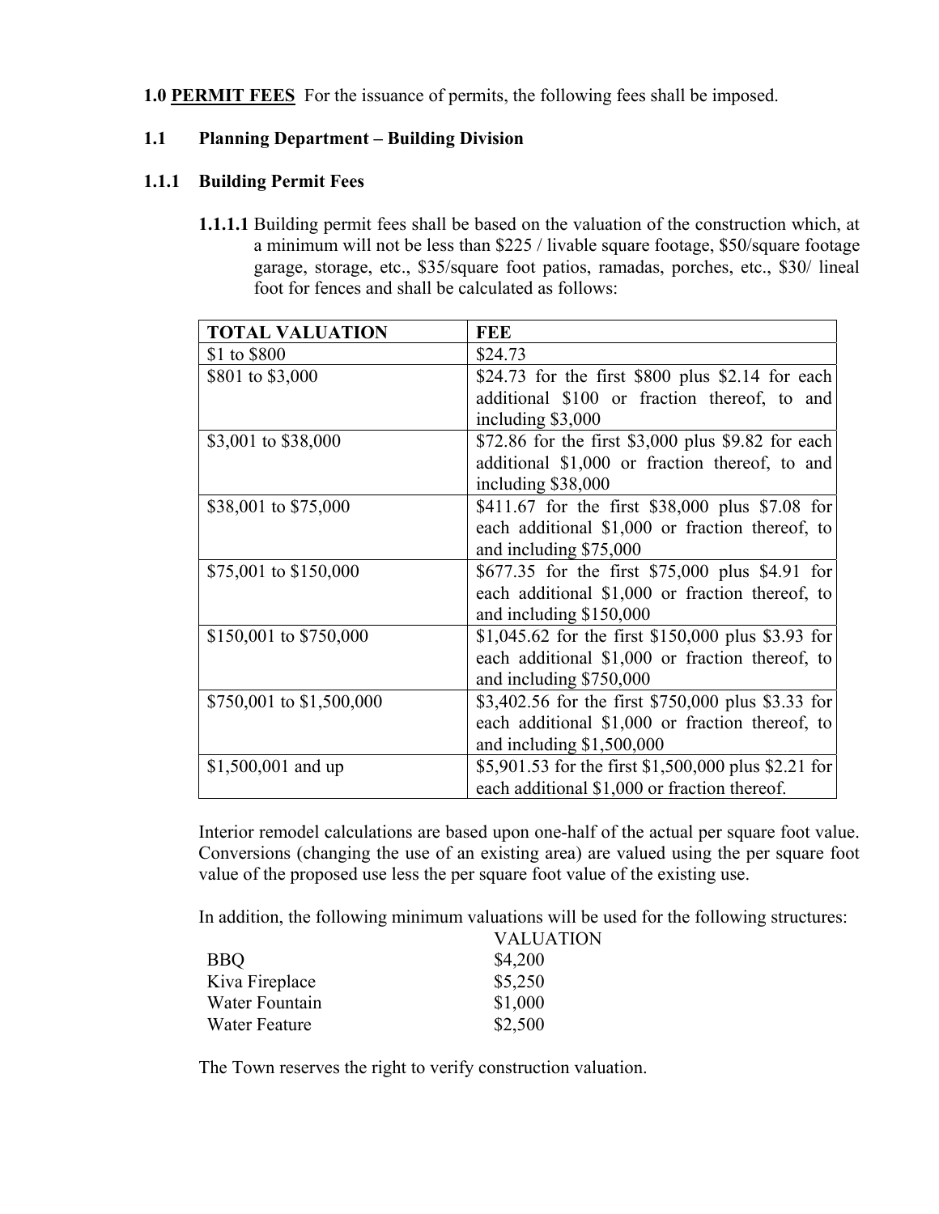**1.0 PERMIT FEES** For the issuance of permits, the following fees shall be imposed.

### 1.1 Planning Department – Building Division

### 1.1.1 Building Permit Fees

**1.1.1.1** Building permit fees shall be based on the valuation of the construction which, at a minimum will not be less than $225 / livable square footage, $50/square footage garage, storage, etc., $35/square foot patios, ramadas, porches, etc., $30/ lineal foot for fences and shall be calculated as follows:

| TOTAL VALUATION | FEE |
|---|---|
| $1 to $800 | $24.73 |
| $801 to $3,000 | $24.73 for the first $800 plus $2.14 for each additional $100 or fraction thereof, to and including $3,000 |
| $3,001 to $38,000 | $72.86 for the first $3,000 plus $9.82 for each additional $1,000 or fraction thereof, to and including $38,000 |
| $38,001 to $75,000 | $411.67 for the first $38,000 plus $7.08 for each additional $1,000 or fraction thereof, to and including $75,000 |
| $75,001 to $150,000 | $677.35 for the first $75,000 plus $4.91 for each additional $1,000 or fraction thereof, to and including $150,000 |
| $150,001 to $750,000 | $1,045.62 for the first $150,000 plus $3.93 for each additional $1,000 or fraction thereof, to and including $750,000 |
| $750,001 to $1,500,000 | $3,402.56 for the first $750,000 plus $3.33 for each additional $1,000 or fraction thereof, to and including $1,500,000 |
| $1,500,001 and up | $5,901.53 for the first $1,500,000 plus $2.21 for each additional $1,000 or fraction thereof. |

Interior remodel calculations are based upon one-half of the actual per square foot value. Conversions (changing the use of an existing area) are valued using the per square foot value of the proposed use less the per square foot value of the existing use.

In addition, the following minimum valuations will be used for the following structures:

| | VALUATION |
|---|---|
| BBQ | $4,200 |
| Kiva Fireplace | $5,250 |
| Water Fountain | $1,000 |
| Water Feature | $2,500 |

The Town reserves the right to verify construction valuation.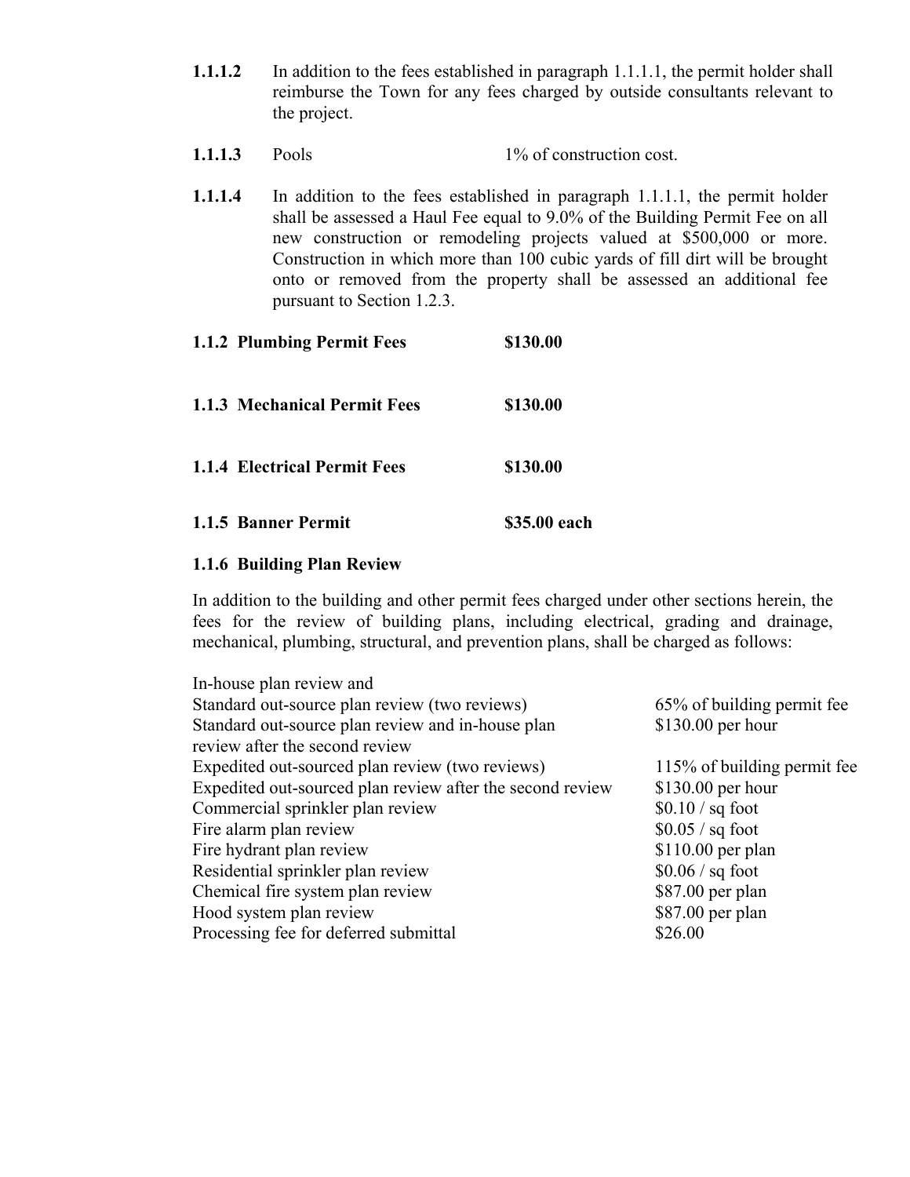**1.1.1.2** In addition to the fees established in paragraph 1.1.1.1, the permit holder shall reimburse the Town for any fees charged by outside consultants relevant to the project.

**1.1.1.3** Pools 1% of construction cost.

**1.1.1.4** In addition to the fees established in paragraph 1.1.1.1, the permit holder shall be assessed a Haul Fee equal to 9.0% of the Building Permit Fee on all new construction or remodeling projects valued at $500,000 or more. Construction in which more than 100 cubic yards of fill dirt will be brought onto or removed from the property shall be assessed an additional fee pursuant to Section 1.2.3.

**1.1.2 Plumbing Permit Fees** **$130.00**

**1.1.3 Mechanical Permit Fees** **$130.00**

**1.1.4 Electrical Permit Fees** **$130.00**

**1.1.5 Banner Permit** **$35.00 each**

**1.1.6 Building Plan Review**

In addition to the building and other permit fees charged under other sections herein, the fees for the review of building plans, including electrical, grading and drainage, mechanical, plumbing, structural, and prevention plans, shall be charged as follows:

| | |
|---|---|
| In-house plan review and Standard out-source plan review (two reviews) | 65% of building permit fee |
| Standard out-source plan review and in-house plan review after the second review | $130.00 per hour |
| Expedited out-sourced plan review (two reviews) | 115% of building permit fee |
| Expedited out-sourced plan review after the second review | $130.00 per hour |
| Commercial sprinkler plan review | $0.10 / sq foot |
| Fire alarm plan review | $0.05 / sq foot |
| Fire hydrant plan review | $110.00 per plan |
| Residential sprinkler plan review | $0.06 / sq foot |
| Chemical fire system plan review | $87.00 per plan |
| Hood system plan review | $87.00 per plan |
| Processing fee for deferred submittal | $26.00 |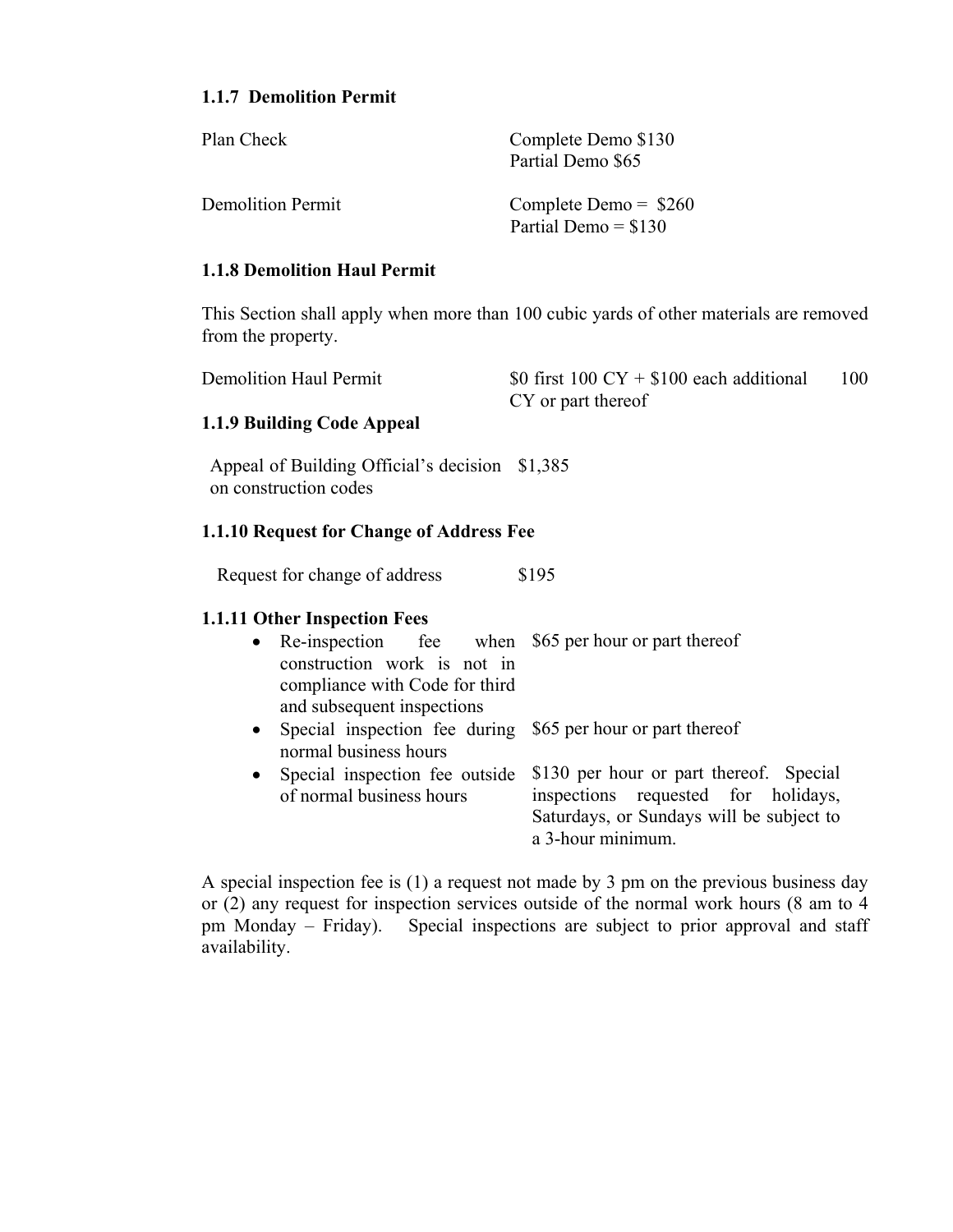### 1.1.7 Demolition Permit

| | |
|---|---|
| Plan Check | Complete Demo $130<br>Partial Demo $65 |
| Demolition Permit | Complete Demo = $260<br>Partial Demo = $130 |

### 1.1.8 Demolition Haul Permit

This Section shall apply when more than 100 cubic yards of other materials are removed from the property.

| | |
|---|---|
| Demolition Haul Permit | $0 first 100 CY + $100 each additional 100 CY or part thereof |

### 1.1.9 Building Code Appeal

| | |
|---|---|
| Appeal of Building Official's decision on construction codes | $1,385 |

### 1.1.10 Request for Change of Address Fee

| | |
|---|---|
| Request for change of address | $195 |

### 1.1.11 Other Inspection Fees

| | |
|---|---|
| • Re-inspection fee when construction work is not in compliance with Code for third and subsequent inspections | $65 per hour or part thereof |
| • Special inspection fee during normal business hours | $65 per hour or part thereof |
| • Special inspection fee outside of normal business hours | $130 per hour or part thereof. Special inspections requested for holidays, Saturdays, or Sundays will be subject to a 3-hour minimum. |

A special inspection fee is (1) a request not made by 3 pm on the previous business day or (2) any request for inspection services outside of the normal work hours (8 am to 4 pm Monday – Friday). Special inspections are subject to prior approval and staff availability.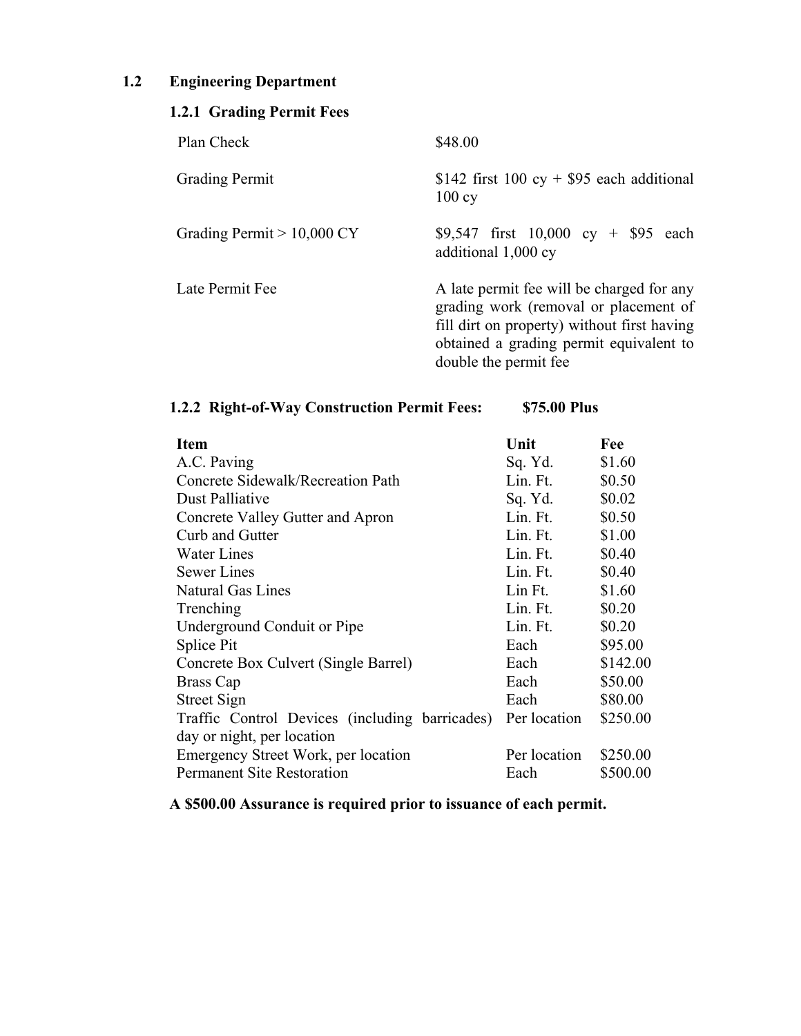## 1.2 Engineering Department

### 1.2.1 Grading Permit Fees

| | |
|---|---|
| Plan Check | $48.00 |
| Grading Permit | $142 first 100 cy + $95 each additional 100 cy |
| Grading Permit > 10,000 CY | $9,547 first 10,000 cy + $95 each additional 1,000 cy |
| Late Permit Fee | A late permit fee will be charged for any grading work (removal or placement of fill dirt on property) without first having obtained a grading permit equivalent to double the permit fee |

### 1.2.2 Right-of-Way Construction Permit Fees: $75.00 Plus

| Item | Unit | Fee |
|---|---|---|
| A.C. Paving | Sq. Yd. | $1.60 |
| Concrete Sidewalk/Recreation Path | Lin. Ft. | $0.50 |
| Dust Palliative | Sq. Yd. | $0.02 |
| Concrete Valley Gutter and Apron | Lin. Ft. | $0.50 |
| Curb and Gutter | Lin. Ft. | $1.00 |
| Water Lines | Lin. Ft. | $0.40 |
| Sewer Lines | Lin. Ft. | $0.40 |
| Natural Gas Lines | Lin Ft. | $1.60 |
| Trenching | Lin. Ft. | $0.20 |
| Underground Conduit or Pipe | Lin. Ft. | $0.20 |
| Splice Pit | Each | $95.00 |
| Concrete Box Culvert (Single Barrel) | Each | $142.00 |
| Brass Cap | Each | $50.00 |
| Street Sign | Each | $80.00 |
| Traffic Control Devices (including barricades) day or night, per location | Per location | $250.00 |
| Emergency Street Work, per location | Per location | $250.00 |
| Permanent Site Restoration | Each | $500.00 |

**A $500.00 Assurance is required prior to issuance of each permit.**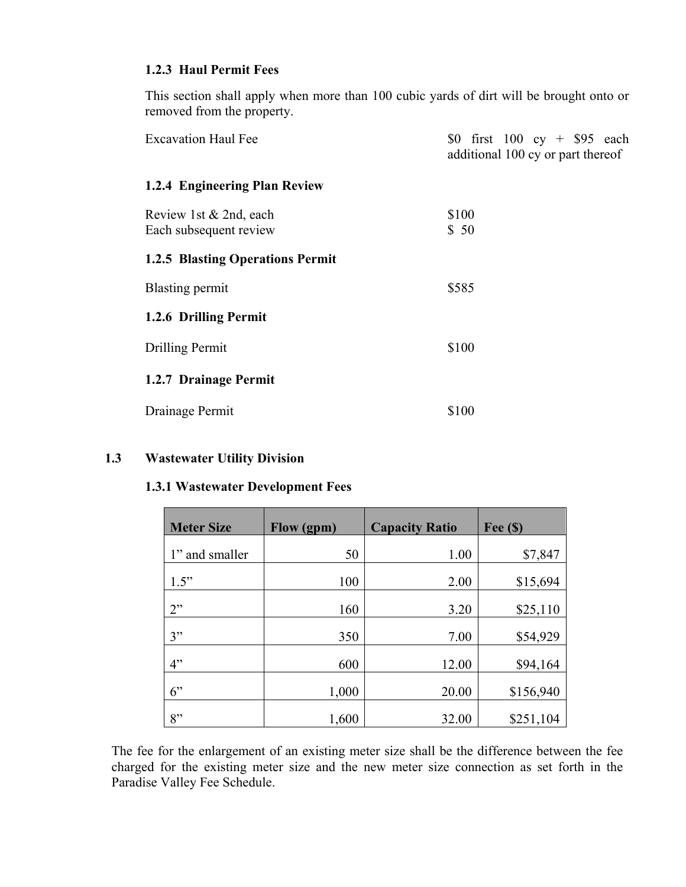### 1.2.3 Haul Permit Fees

This section shall apply when more than 100 cubic yards of dirt will be brought onto or removed from the property.

| | |
|---|---|
| Excavation Haul Fee | $0 first 100 cy + $95 each additional 100 cy or part thereof |

### 1.2.4 Engineering Plan Review

| | |
|---|---|
| Review 1st & 2nd, each | $100 |
| Each subsequent review | $ 50 |

### 1.2.5 Blasting Operations Permit

| | |
|---|---|
| Blasting permit | $585 |

### 1.2.6 Drilling Permit

| | |
|---|---|
| Drilling Permit | $100 |

### 1.2.7 Drainage Permit

| | |
|---|---|
| Drainage Permit | $100 |

## 1.3 Wastewater Utility Division

### 1.3.1 Wastewater Development Fees

| Meter Size | Flow (gpm) | Capacity Ratio | Fee ($) |
|---|---:|---:|---:|
| 1” and smaller | 50 | 1.00 | $7,847 |
| 1.5” | 100 | 2.00 | $15,694 |
| 2” | 160 | 3.20 | $25,110 |
| 3” | 350 | 7.00 | $54,929 |
| 4” | 600 | 12.00 | $94,164 |
| 6” | 1,000 | 20.00 | $156,940 |
| 8” | 1,600 | 32.00 | $251,104 |

The fee for the enlargement of an existing meter size shall be the difference between the fee charged for the existing meter size and the new meter size connection as set forth in the Paradise Valley Fee Schedule.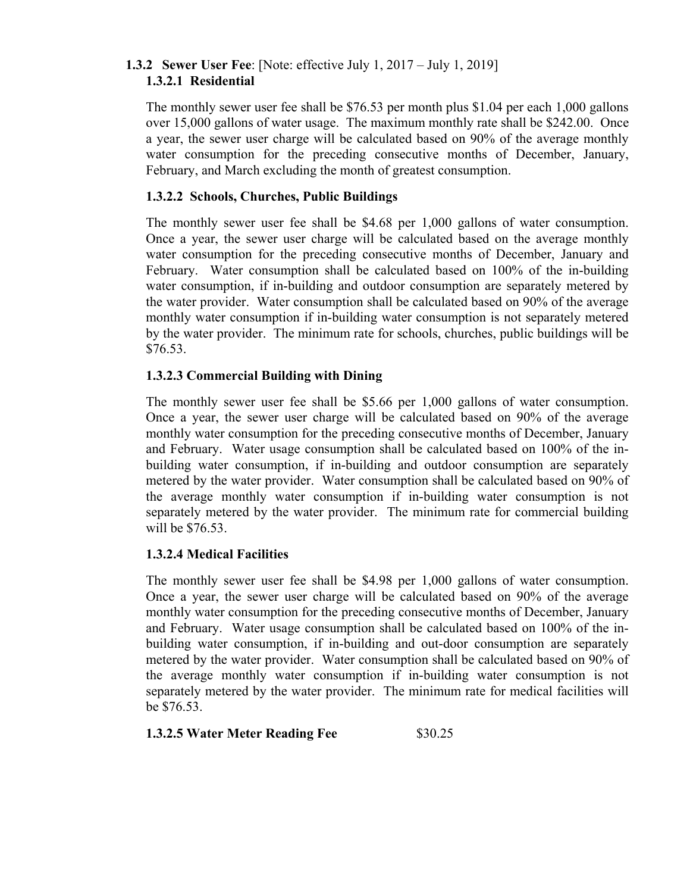### 1.3.2 Sewer User Fee: [Note: effective July 1, 2017 – July 1, 2019]

#### 1.3.2.1 Residential

The monthly sewer user fee shall be $76.53 per month plus $1.04 per each 1,000 gallons over 15,000 gallons of water usage. The maximum monthly rate shall be $242.00. Once a year, the sewer user charge will be calculated based on 90% of the average monthly water consumption for the preceding consecutive months of December, January, February, and March excluding the month of greatest consumption.

#### 1.3.2.2 Schools, Churches, Public Buildings

The monthly sewer user fee shall be $4.68 per 1,000 gallons of water consumption. Once a year, the sewer user charge will be calculated based on the average monthly water consumption for the preceding consecutive months of December, January and February. Water consumption shall be calculated based on 100% of the in-building water consumption, if in-building and outdoor consumption are separately metered by the water provider. Water consumption shall be calculated based on 90% of the average monthly water consumption if in-building water consumption is not separately metered by the water provider. The minimum rate for schools, churches, public buildings will be $76.53.

#### 1.3.2.3 Commercial Building with Dining

The monthly sewer user fee shall be $5.66 per 1,000 gallons of water consumption. Once a year, the sewer user charge will be calculated based on 90% of the average monthly water consumption for the preceding consecutive months of December, January and February. Water usage consumption shall be calculated based on 100% of the in-building water consumption, if in-building and outdoor consumption are separately metered by the water provider. Water consumption shall be calculated based on 90% of the average monthly water consumption if in-building water consumption is not separately metered by the water provider. The minimum rate for commercial building will be $76.53.

#### 1.3.2.4 Medical Facilities

The monthly sewer user fee shall be $4.98 per 1,000 gallons of water consumption. Once a year, the sewer user charge will be calculated based on 90% of the average monthly water consumption for the preceding consecutive months of December, January and February. Water usage consumption shall be calculated based on 100% of the in-building water consumption, if in-building and out-door consumption are separately metered by the water provider. Water consumption shall be calculated based on 90% of the average monthly water consumption if in-building water consumption is not separately metered by the water provider. The minimum rate for medical facilities will be $76.53.

#### 1.3.2.5 Water Meter Reading Fee $30.25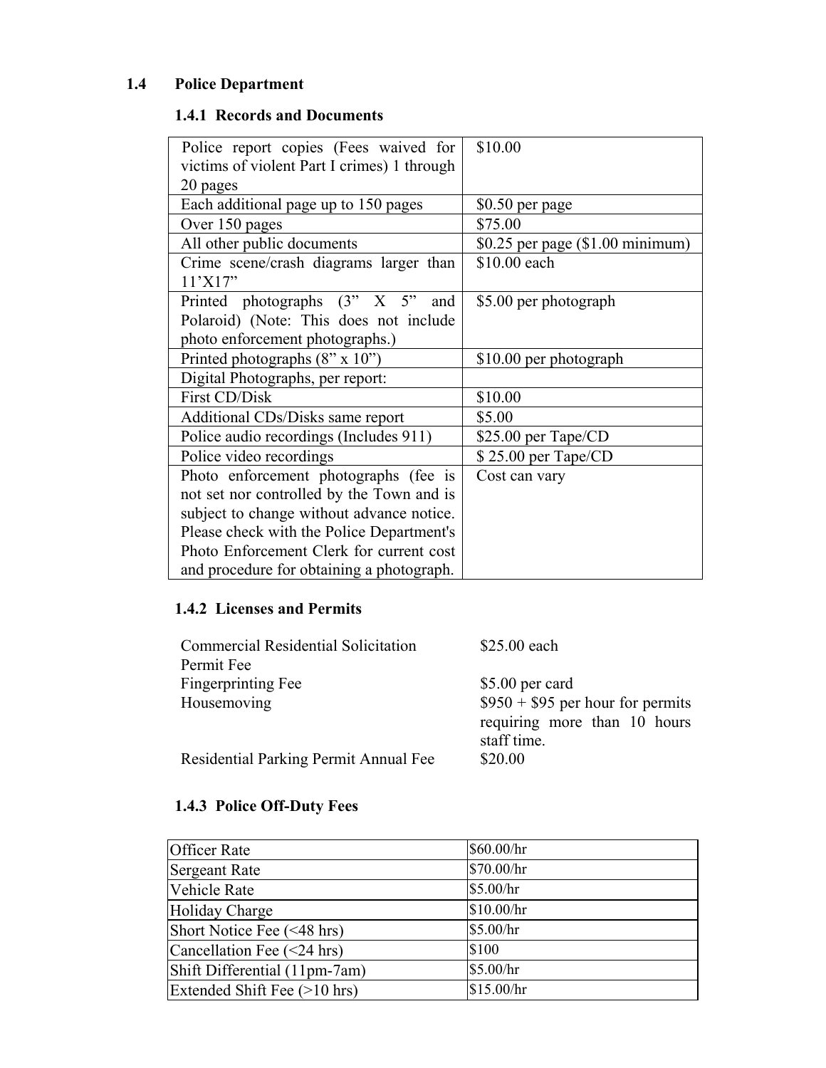## 1.4 Police Department

### 1.4.1 Records and Documents

| | |
|---|---|
| Police report copies (Fees waived for victims of violent Part I crimes) 1 through 20 pages | $10.00 |
| Each additional page up to 150 pages | $0.50 per page |
| Over 150 pages | $75.00 |
| All other public documents | $0.25 per page ($1.00 minimum) |
| Crime scene/crash diagrams larger than 11'X17" | $10.00 each |
| Printed photographs (3" X 5" and Polaroid) (Note: This does not include photo enforcement photographs.) | $5.00 per photograph |
| Printed photographs (8" x 10") | $10.00 per photograph |
| Digital Photographs, per report: | |
| First CD/Disk | $10.00 |
| Additional CDs/Disks same report | $5.00 |
| Police audio recordings (Includes 911) | $25.00 per Tape/CD |
| Police video recordings | $ 25.00 per Tape/CD |
| Photo enforcement photographs (fee is not set nor controlled by the Town and is subject to change without advance notice. Please check with the Police Department's Photo Enforcement Clerk for current cost and procedure for obtaining a photograph. | Cost can vary |

### 1.4.2 Licenses and Permits

| | |
|---|---|
| Commercial Residential Solicitation Permit Fee | $25.00 each |
| Fingerprinting Fee | $5.00 per card |
| Housemoving | $950 + $95 per hour for permits requiring more than 10 hours staff time. |
| Residential Parking Permit Annual Fee | $20.00 |

### 1.4.3 Police Off-Duty Fees

| | |
|---|---|
| Officer Rate | $60.00/hr |
| Sergeant Rate | $70.00/hr |
| Vehicle Rate | $5.00/hr |
| Holiday Charge | $10.00/hr |
| Short Notice Fee (<48 hrs) | $5.00/hr |
| Cancellation Fee (<24 hrs) | $100 |
| Shift Differential (11pm-7am) | $5.00/hr |
| Extended Shift Fee (>10 hrs) | $15.00/hr |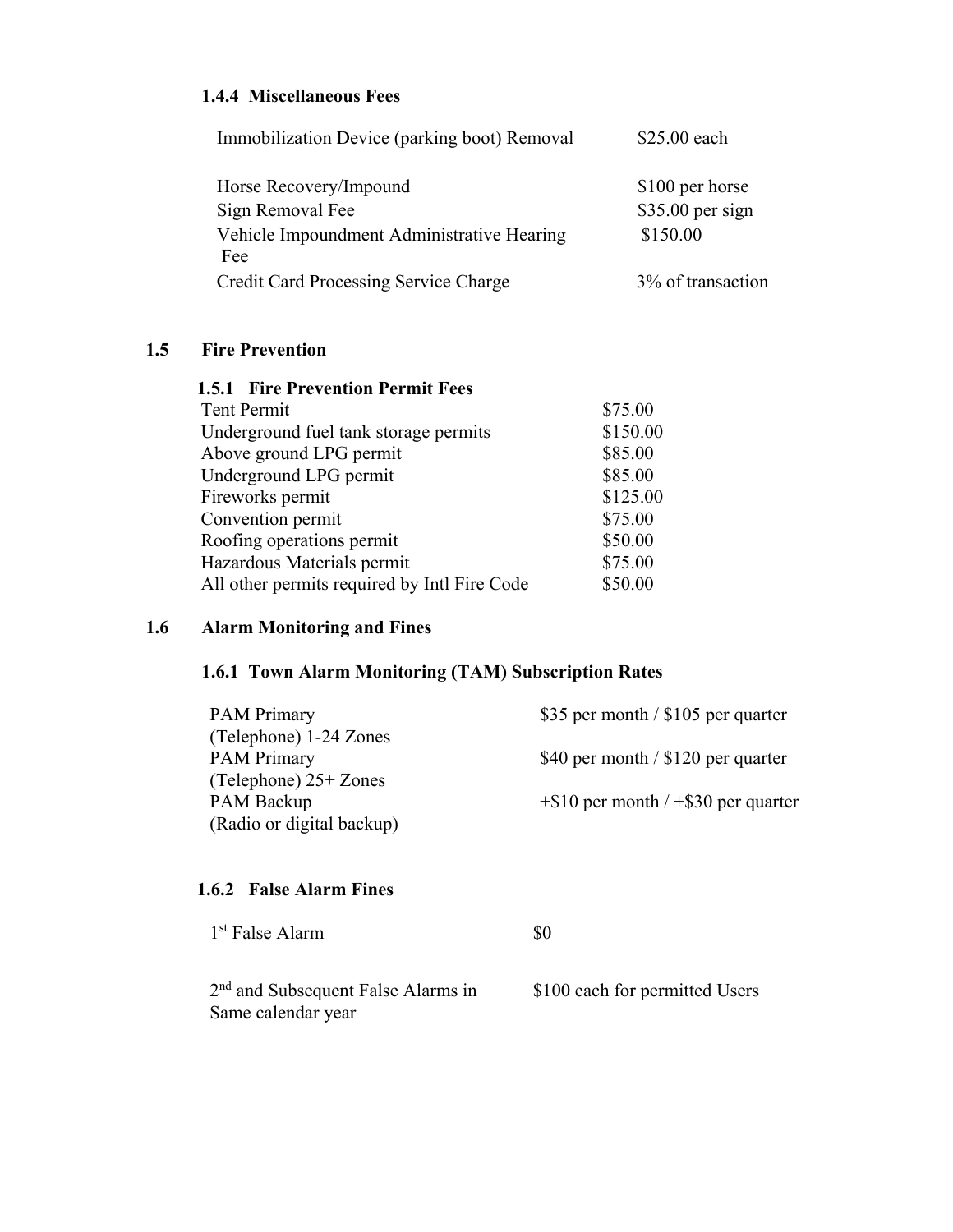### 1.4.4 Miscellaneous Fees

| | |
|---|---|
| Immobilization Device (parking boot) Removal | $25.00 each |
| Horse Recovery/Impound | $100 per horse |
| Sign Removal Fee | $35.00 per sign |
| Vehicle Impoundment Administrative Hearing Fee | $150.00 |
| Credit Card Processing Service Charge | 3% of transaction |

## 1.5 Fire Prevention

### 1.5.1 Fire Prevention Permit Fees

| | |
|---|---|
| Tent Permit | $75.00 |
| Underground fuel tank storage permits | $150.00 |
| Above ground LPG permit | $85.00 |
| Underground LPG permit | $85.00 |
| Fireworks permit | $125.00 |
| Convention permit | $75.00 |
| Roofing operations permit | $50.00 |
| Hazardous Materials permit | $75.00 |
| All other permits required by Intl Fire Code | $50.00 |

## 1.6 Alarm Monitoring and Fines

### 1.6.1 Town Alarm Monitoring (TAM) Subscription Rates

| | |
|---|---|
| PAM Primary (Telephone) 1-24 Zones | $35 per month / $105 per quarter |
| PAM Primary (Telephone) 25+ Zones | $40 per month / $120 per quarter |
| PAM Backup (Radio or digital backup) | +$10 per month / +$30 per quarter |

### 1.6.2 False Alarm Fines

| | |
|---|---|
| 1st False Alarm | $0 |
| 2nd and Subsequent False Alarms in Same calendar year | $100 each for permitted Users |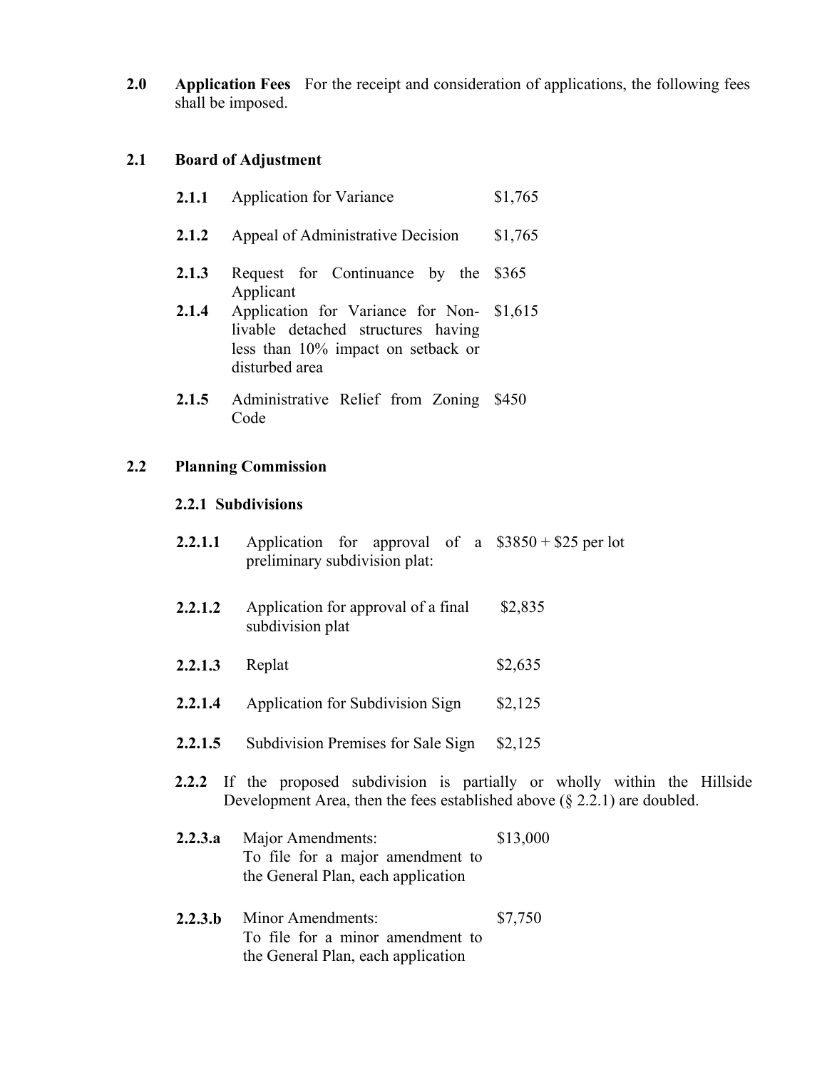**2.0 Application Fees** For the receipt and consideration of applications, the following fees shall be imposed.

## 2.1 Board of Adjustment

| | | |
|---|---|---|
| **2.1.1** | Application for Variance | $1,765 |
| **2.1.2** | Appeal of Administrative Decision | $1,765 |
| **2.1.3** | Request for Continuance by the Applicant | $365 |
| **2.1.4** | Application for Variance for Non-livable detached structures having less than 10% impact on setback or disturbed area | $1,615 |
| **2.1.5** | Administrative Relief from Zoning Code | $450 |

## 2.2 Planning Commission

### 2.2.1 Subdivisions

| | | |
|---|---|---|
| **2.2.1.1** | Application for approval of a preliminary subdivision plat: | $3850 + $25 per lot |
| **2.2.1.2** | Application for approval of a final subdivision plat | $2,835 |
| **2.2.1.3** | Replat | $2,635 |
| **2.2.1.4** | Application for Subdivision Sign | $2,125 |
| **2.2.1.5** | Subdivision Premises for Sale Sign | $2,125 |

**2.2.2** If the proposed subdivision is partially or wholly within the Hillside Development Area, then the fees established above (§ 2.2.1) are doubled.

| | | |
|---|---|---|
| **2.2.3.a** | Major Amendments: To file for a major amendment to the General Plan, each application | $13,000 |
| **2.2.3.b** | Minor Amendments: To file for a minor amendment to the General Plan, each application | $7,750 |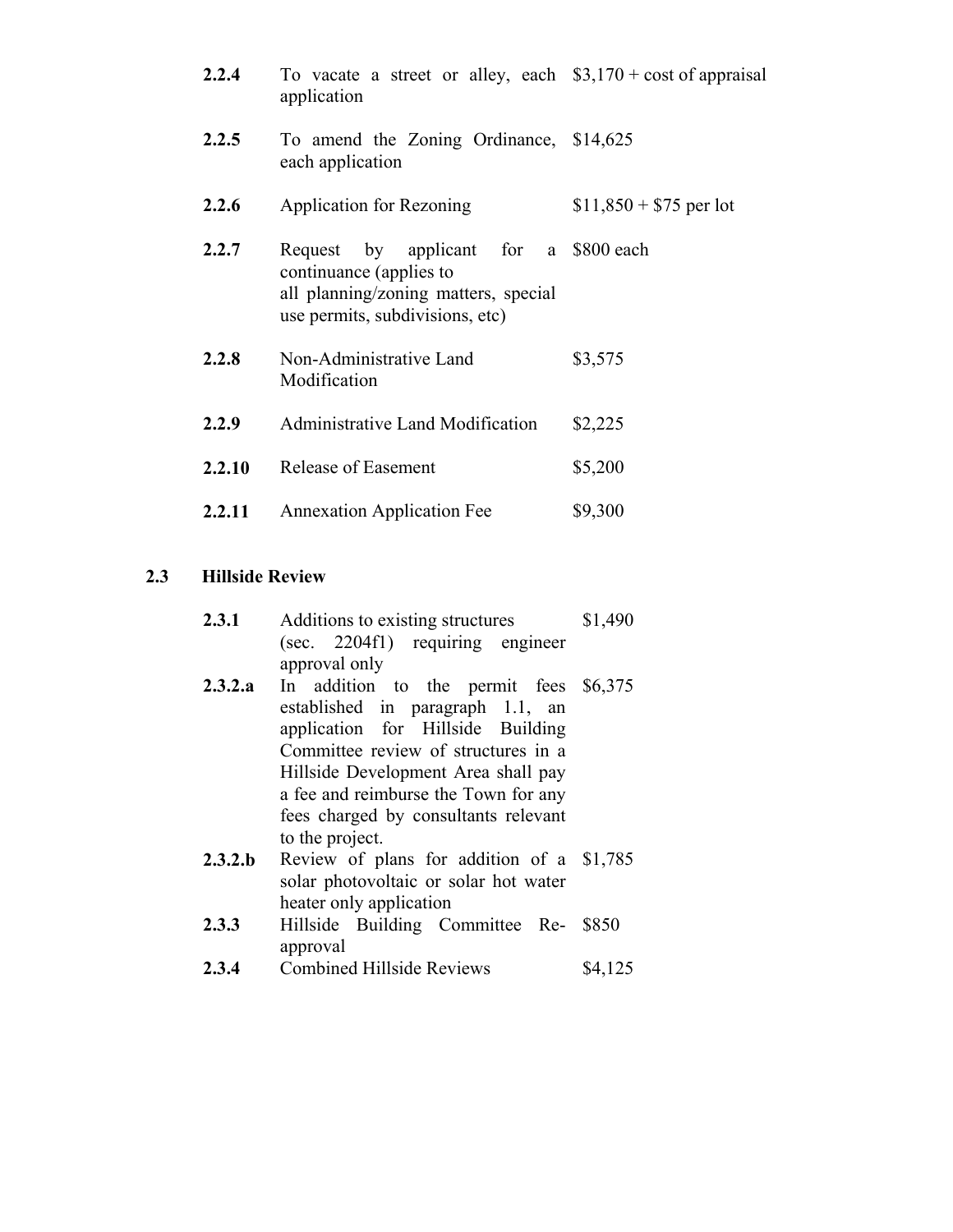| | | |
|---|---|---|
| **2.2.4** | To vacate a street or alley, each application | $3,170 + cost of appraisal |
| **2.2.5** | To amend the Zoning Ordinance, each application | $14,625 |
| **2.2.6** | Application for Rezoning | $11,850 + $75 per lot |
| **2.2.7** | Request by applicant for a continuance (applies to all planning/zoning matters, special use permits, subdivisions, etc) | $800 each |
| **2.2.8** | Non-Administrative Land Modification | $3,575 |
| **2.2.9** | Administrative Land Modification | $2,225 |
| **2.2.10** | Release of Easement | $5,200 |
| **2.2.11** | Annexation Application Fee | $9,300 |

## 2.3 Hillside Review

| | | |
|---|---|---|
| **2.3.1** | Additions to existing structures (sec. 2204f1) requiring engineer approval only | $1,490 |
| **2.3.2.a** | In addition to the permit fees established in paragraph 1.1, an application for Hillside Building Committee review of structures in a Hillside Development Area shall pay a fee and reimburse the Town for any fees charged by consultants relevant to the project. | $6,375 |
| **2.3.2.b** | Review of plans for addition of a solar photovoltaic or solar hot water heater only application | $1,785 |
| **2.3.3** | Hillside Building Committee Re-approval | $850 |
| **2.3.4** | Combined Hillside Reviews | $4,125 |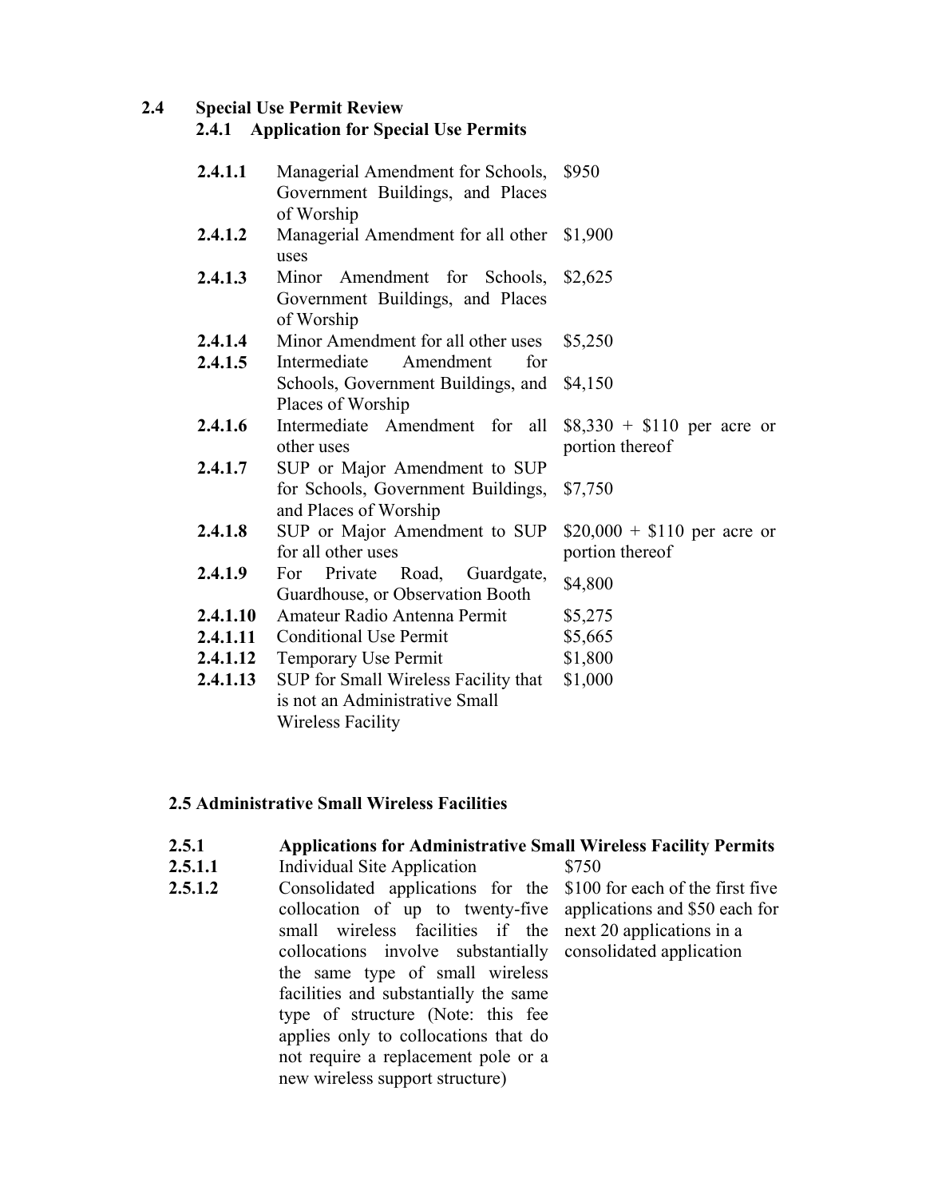## 2.4 Special Use Permit Review

### 2.4.1 Application for Special Use Permits

| | | |
|---|---|---|
| **2.4.1.1** | Managerial Amendment for Schools, Government Buildings, and Places of Worship | $950 |
| **2.4.1.2** | Managerial Amendment for all other uses | $1,900 |
| **2.4.1.3** | Minor Amendment for Schools, Government Buildings, and Places of Worship | $2,625 |
| **2.4.1.4** | Minor Amendment for all other uses | $5,250 |
| **2.4.1.5** | Intermediate Amendment for Schools, Government Buildings, and Places of Worship | $4,150 |
| **2.4.1.6** | Intermediate Amendment for all other uses | $8,330 + $110 per acre or portion thereof |
| **2.4.1.7** | SUP or Major Amendment to SUP for Schools, Government Buildings, and Places of Worship | $7,750 |
| **2.4.1.8** | SUP or Major Amendment to SUP for all other uses | $20,000 + $110 per acre or portion thereof |
| **2.4.1.9** | For Private Road, Guardgate, Guardhouse, or Observation Booth | $4,800 |
| **2.4.1.10** | Amateur Radio Antenna Permit | $5,275 |
| **2.4.1.11** | Conditional Use Permit | $5,665 |
| **2.4.1.12** | Temporary Use Permit | $1,800 |
| **2.4.1.13** | SUP for Small Wireless Facility that is not an Administrative Small Wireless Facility | $1,000 |

## 2.5 Administrative Small Wireless Facilities

| | | |
|---|---|---|
| **2.5.1** | **Applications for Administrative Small Wireless Facility Permits** | |
| **2.5.1.1** | Individual Site Application | $750 |
| **2.5.1.2** | Consolidated applications for the collocation of up to twenty-five small wireless facilities if the collocations involve substantially the same type of small wireless facilities and substantially the same type of structure (Note: this fee applies only to collocations that do not require a replacement pole or a new wireless support structure) | $100 for each of the first five applications and $50 each for next 20 applications in a consolidated application |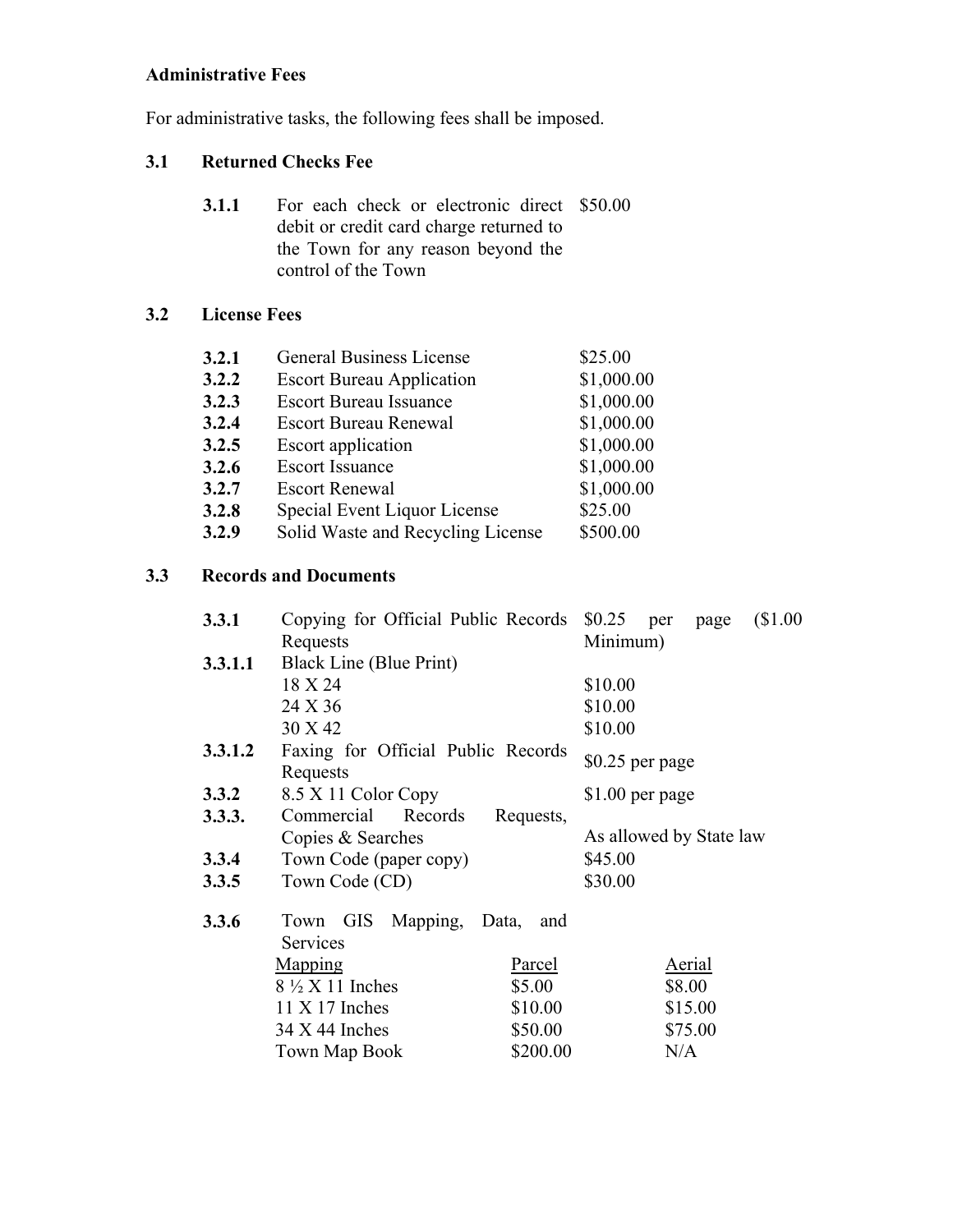**Administrative Fees**

For administrative tasks, the following fees shall be imposed.

### 3.1 Returned Checks Fee

| | | |
|---|---|---|
| **3.1.1** | For each check or electronic direct debit or credit card charge returned to the Town for any reason beyond the control of the Town | $50.00 |

### 3.2 License Fees

| | | |
|---|---|---|
| **3.2.1** | General Business License | $25.00 |
| **3.2.2** | Escort Bureau Application | $1,000.00 |
| **3.2.3** | Escort Bureau Issuance | $1,000.00 |
| **3.2.4** | Escort Bureau Renewal | $1,000.00 |
| **3.2.5** | Escort application | $1,000.00 |
| **3.2.6** | Escort Issuance | $1,000.00 |
| **3.2.7** | Escort Renewal | $1,000.00 |
| **3.2.8** | Special Event Liquor License | $25.00 |
| **3.2.9** | Solid Waste and Recycling License | $500.00 |

### 3.3 Records and Documents

| | | |
|---|---|---|
| **3.3.1** | Copying for Official Public Records Requests | $0.25 per page ($1.00 Minimum) |
| **3.3.1.1** | Black Line (Blue Print) | |
| | 18 X 24 | $10.00 |
| | 24 X 36 | $10.00 |
| | 30 X 42 | $10.00 |
| **3.3.1.2** | Faxing for Official Public Records Requests | $0.25 per page |
| **3.3.2** | 8.5 X 11 Color Copy | $1.00 per page |
| **3.3.3.** | Commercial Records Requests, Copies & Searches | As allowed by State law |
| **3.3.4** | Town Code (paper copy) | $45.00 |
| **3.3.5** | Town Code (CD) | $30.00 |

**3.3.6** Town GIS Mapping, Data, and Services

| Mapping | Parcel | Aerial |
|---|---|---|
| 8 ½ X 11 Inches | $5.00 | $8.00 |
| 11 X 17 Inches | $10.00 | $15.00 |
| 34 X 44 Inches | $50.00 | $75.00 |
| Town Map Book | $200.00 | N/A |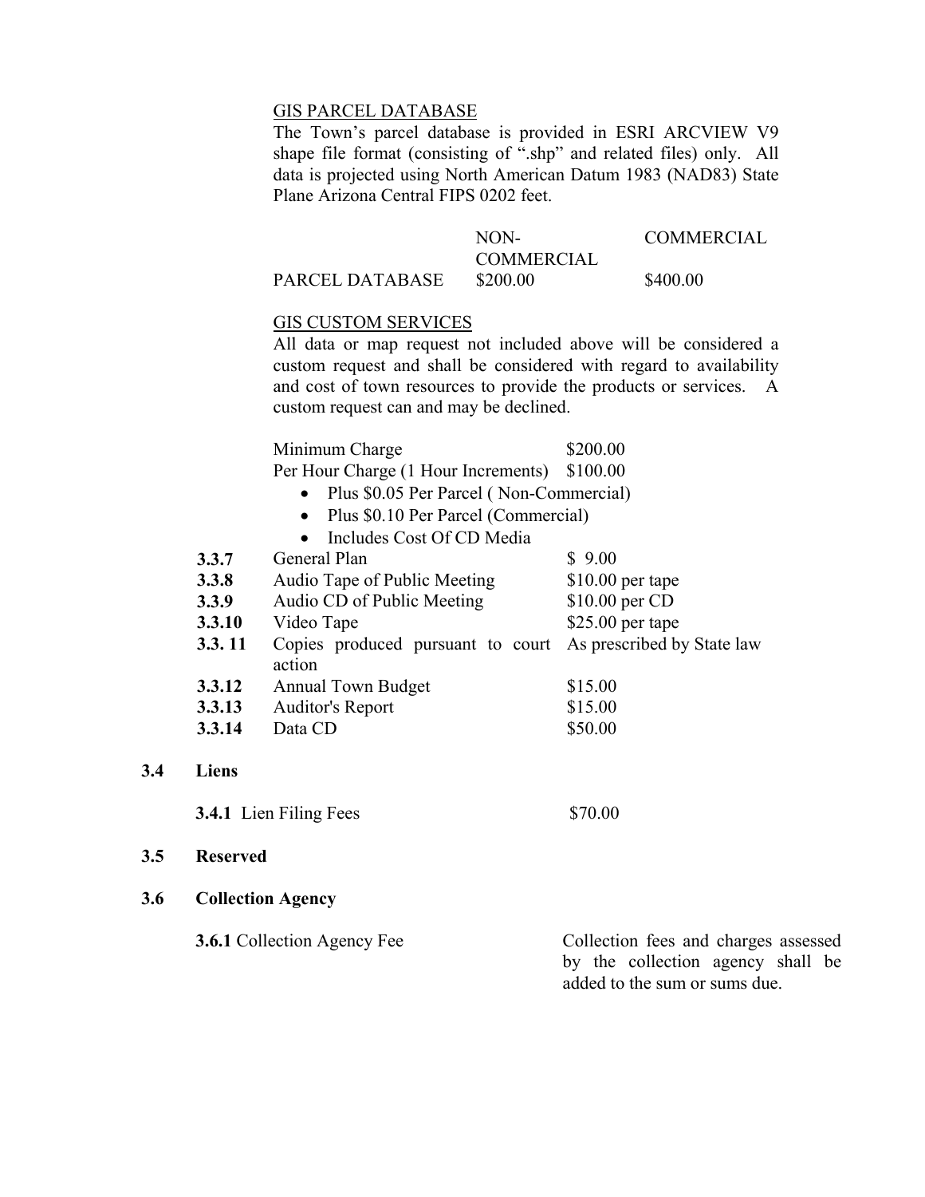GIS PARCEL DATABASE

The Town's parcel database is provided in ESRI ARCVIEW V9 shape file format (consisting of ".shp" and related files) only. All data is projected using North American Datum 1983 (NAD83) State Plane Arizona Central FIPS 0202 feet.

| | NON-COMMERCIAL | COMMERCIAL |
|---|---|---|
| PARCEL DATABASE | $200.00 | $400.00 |

GIS CUSTOM SERVICES

All data or map request not included above will be considered a custom request and shall be considered with regard to availability and cost of town resources to provide the products or services. A custom request can and may be declined.

| | |
|---|---|
| Minimum Charge | $200.00 |
| Per Hour Charge (1 Hour Increments) | $100.00 |

- Plus $0.05 Per Parcel ( Non-Commercial)
- Plus $0.10 Per Parcel (Commercial)
- Includes Cost Of CD Media

| | | |
|---|---|---|
| **3.3.7** | General Plan | $ 9.00 |
| **3.3.8** | Audio Tape of Public Meeting | $10.00 per tape |
| **3.3.9** | Audio CD of Public Meeting | $10.00 per CD |
| **3.3.10** | Video Tape | $25.00 per tape |
| **3.3. 11** | Copies produced pursuant to court action | As prescribed by State law |
| **3.3.12** | Annual Town Budget | $15.00 |
| **3.3.13** | Auditor's Report | $15.00 |
| **3.3.14** | Data CD | $50.00 |

**3.4 Liens**

**3.4.1** Lien Filing Fees $70.00

**3.5 Reserved**

**3.6 Collection Agency**

**3.6.1** Collection Agency Fee — Collection fees and charges assessed by the collection agency shall be added to the sum or sums due.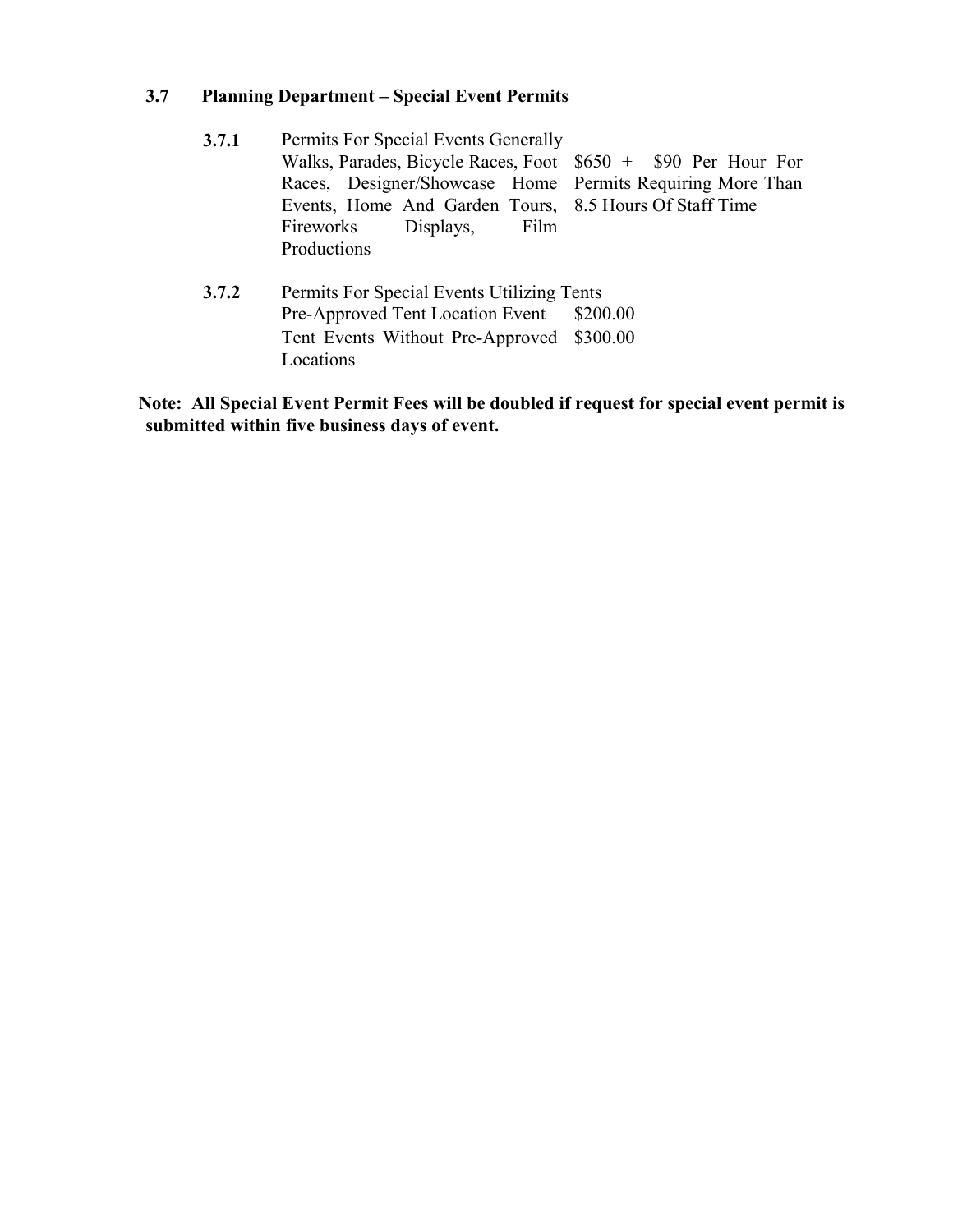### 3.7 Planning Department – Special Event Permits

| | | |
|---|---|---|
| **3.7.1** | Permits For Special Events Generally<br>Walks, Parades, Bicycle Races, Foot Races, Designer/Showcase Home Events, Home And Garden Tours, Fireworks Displays, Film Productions | $650 + $90 Per Hour For Permits Requiring More Than 8.5 Hours Of Staff Time |
| **3.7.2** | Permits For Special Events Utilizing Tents | |
| | Pre-Approved Tent Location Event | $200.00 |
| | Tent Events Without Pre-Approved Locations | $300.00 |

**Note: All Special Event Permit Fees will be doubled if request for special event permit is submitted within five business days of event.**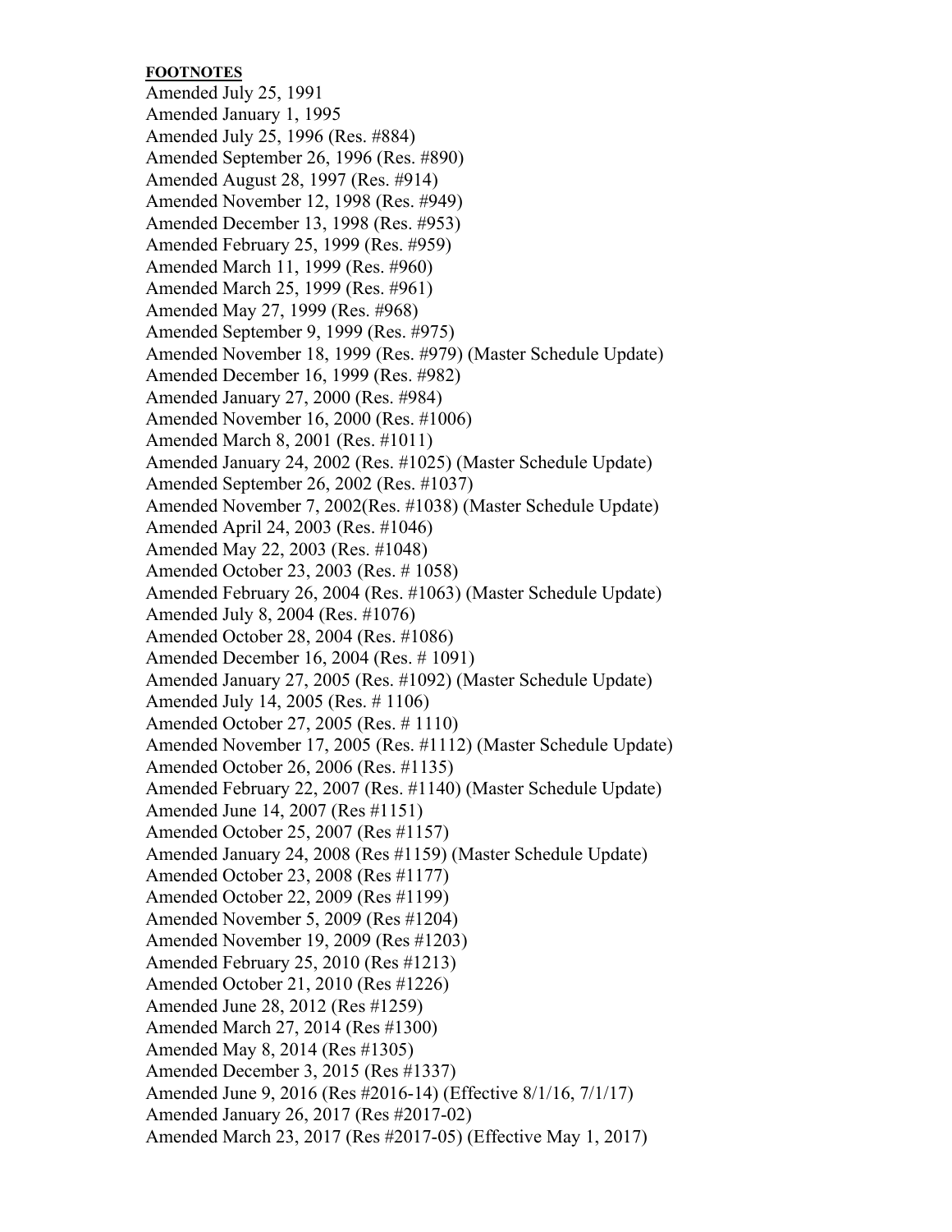**FOOTNOTES**

Amended July 25, 1991
Amended January 1, 1995
Amended July 25, 1996 (Res. #884)
Amended September 26, 1996 (Res. #890)
Amended August 28, 1997 (Res. #914)
Amended November 12, 1998 (Res. #949)
Amended December 13, 1998 (Res. #953)
Amended February 25, 1999 (Res. #959)
Amended March 11, 1999 (Res. #960)
Amended March 25, 1999 (Res. #961)
Amended May 27, 1999 (Res. #968)
Amended September 9, 1999 (Res. #975)
Amended November 18, 1999 (Res. #979) (Master Schedule Update)
Amended December 16, 1999 (Res. #982)
Amended January 27, 2000 (Res. #984)
Amended November 16, 2000 (Res. #1006)
Amended March 8, 2001 (Res. #1011)
Amended January 24, 2002 (Res. #1025) (Master Schedule Update)
Amended September 26, 2002 (Res. #1037)
Amended November 7, 2002(Res. #1038) (Master Schedule Update)
Amended April 24, 2003 (Res. #1046)
Amended May 22, 2003 (Res. #1048)
Amended October 23, 2003 (Res. # 1058)
Amended February 26, 2004 (Res. #1063) (Master Schedule Update)
Amended July 8, 2004 (Res. #1076)
Amended October 28, 2004 (Res. #1086)
Amended December 16, 2004 (Res. # 1091)
Amended January 27, 2005 (Res. #1092) (Master Schedule Update)
Amended July 14, 2005 (Res. # 1106)
Amended October 27, 2005 (Res. # 1110)
Amended November 17, 2005 (Res. #1112) (Master Schedule Update)
Amended October 26, 2006 (Res. #1135)
Amended February 22, 2007 (Res. #1140) (Master Schedule Update)
Amended June 14, 2007 (Res #1151)
Amended October 25, 2007 (Res #1157)
Amended January 24, 2008 (Res #1159) (Master Schedule Update)
Amended October 23, 2008 (Res #1177)
Amended October 22, 2009 (Res #1199)
Amended November 5, 2009 (Res #1204)
Amended November 19, 2009 (Res #1203)
Amended February 25, 2010 (Res #1213)
Amended October 21, 2010 (Res #1226)
Amended June 28, 2012 (Res #1259)
Amended March 27, 2014 (Res #1300)
Amended May 8, 2014 (Res #1305)
Amended December 3, 2015 (Res #1337)
Amended June 9, 2016 (Res #2016-14) (Effective 8/1/16, 7/1/17)
Amended January 26, 2017 (Res #2017-02)
Amended March 23, 2017 (Res #2017-05) (Effective May 1, 2017)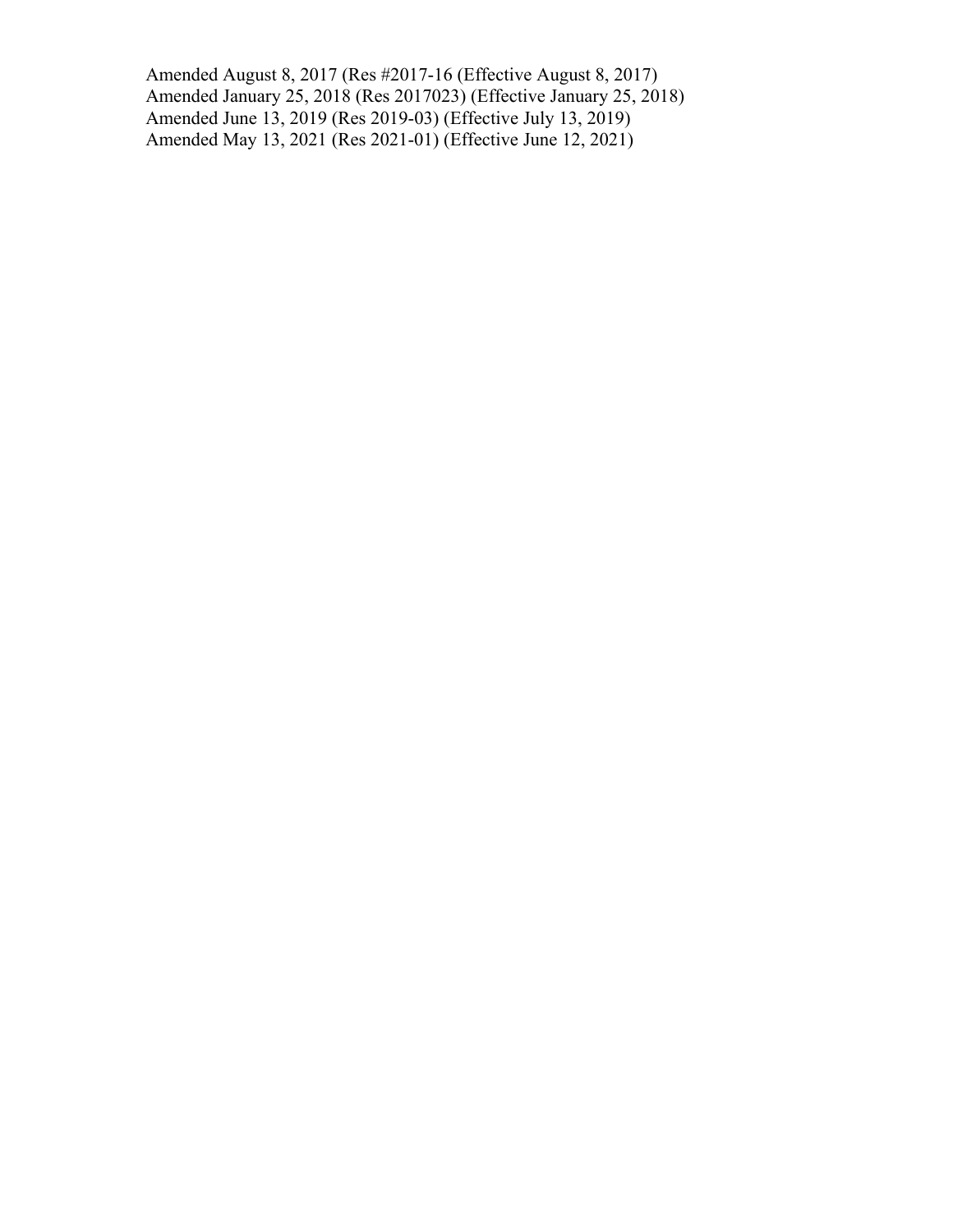Amended August 8, 2017 (Res #2017-16 (Effective August 8, 2017)
Amended January 25, 2018 (Res 2017023) (Effective January 25, 2018)
Amended June 13, 2019 (Res 2019-03) (Effective July 13, 2019)
Amended May 13, 2021 (Res 2021-01) (Effective June 12, 2021)